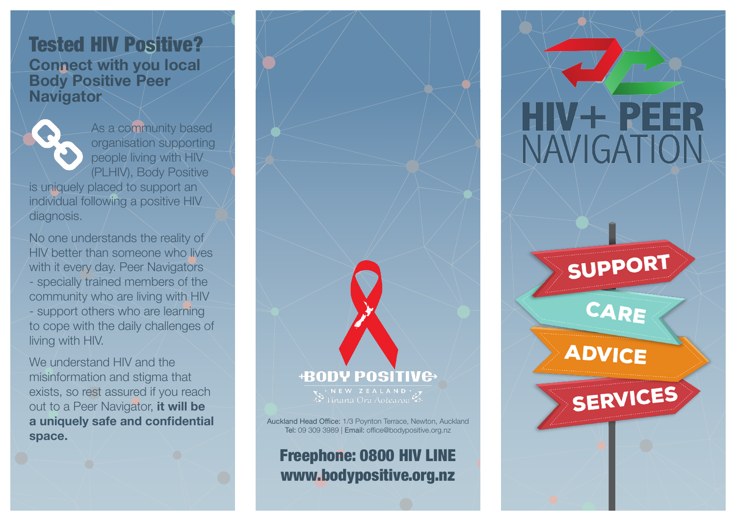# Tested HIV Positive?

## Connect with you local Body Positive Peer Navigator

As a community based organisation supporting people living with HIV (PLHIV), Body Positive is uniquely placed to support an individual following a positive HIV diagnosis.

No one understands the reality of HIV better than someone who lives with it every day. Peer Navigators - specially trained members of the community who are living with HIV - support others who are learning to cope with the daily challenges of living with HIV.

We understand HIV and the misinformation and stigma that exists, so rest assured if you reach out to a Peer Navigator, **it will be a uniquely safe and confidential space.**

BODY POSITIVE
NEW ZEALAND
Tinana Ora Aotearoa

Auckland Head Office: 1/3 Poynton Terrace, Newton, Auckland
Tel: 09 309 3989 | Email: office@bodypositive.org.nz

**Freephone: 0800 HIV LINE**
**www.bodypositive.org.nz**

# HIV+ PEER NAVIGATION

SUPPORT
CARE
ADVICE
SERVICES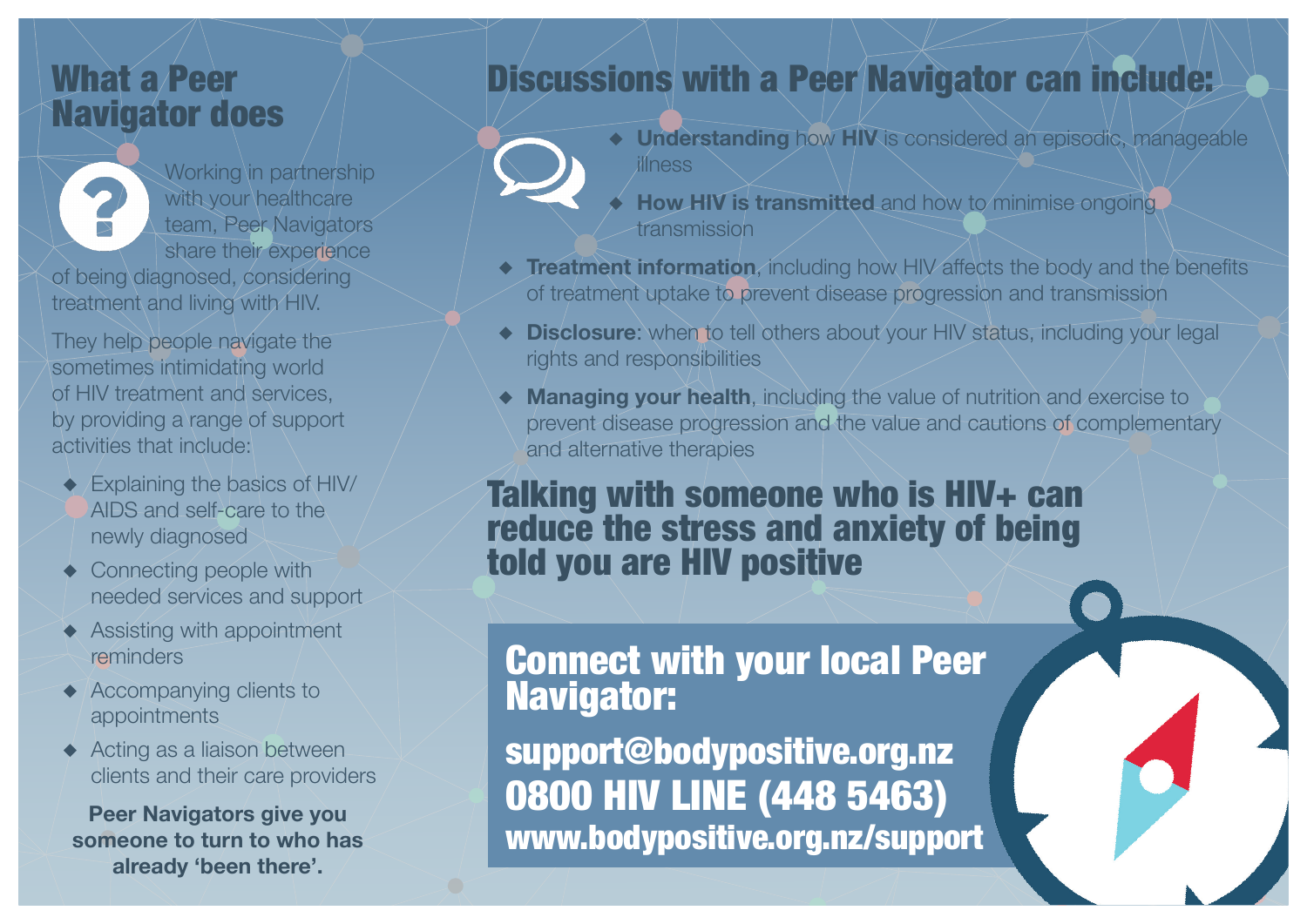## What a Peer Navigator does

Working in partnership with your healthcare team, Peer Navigators share their experience of being diagnosed, considering treatment and living with HIV.

They help people navigate the sometimes intimidating world of HIV treatment and services, by providing a range of support activities that include:

- Explaining the basics of HIV/AIDS and self-care to the newly diagnosed
- Connecting people with needed services and support
- Assisting with appointment reminders
- Accompanying clients to appointments
- Acting as a liaison between clients and their care providers

**Peer Navigators give you someone to turn to who has already 'been there'.**

## Discussions with a Peer Navigator can include:

- **Understanding** how **HIV** is considered an episodic, manageable illness
- **How HIV is transmitted** and how to minimise ongoing transmission
- **Treatment information**, including how HIV affects the body and the benefits of treatment uptake to prevent disease progression and transmission
- **Disclosure**: when to tell others about your HIV status, including your legal rights and responsibilities
- **Managing your health**, including the value of nutrition and exercise to prevent disease progression and the value and cautions of complementary and alternative therapies

## Talking with someone who is HIV+ can reduce the stress and anxiety of being told you are HIV positive

## Connect with your local Peer Navigator:

**support@bodypositive.org.nz**

**0800 HIV LINE (448 5463)**

**www.bodypositive.org.nz/support**